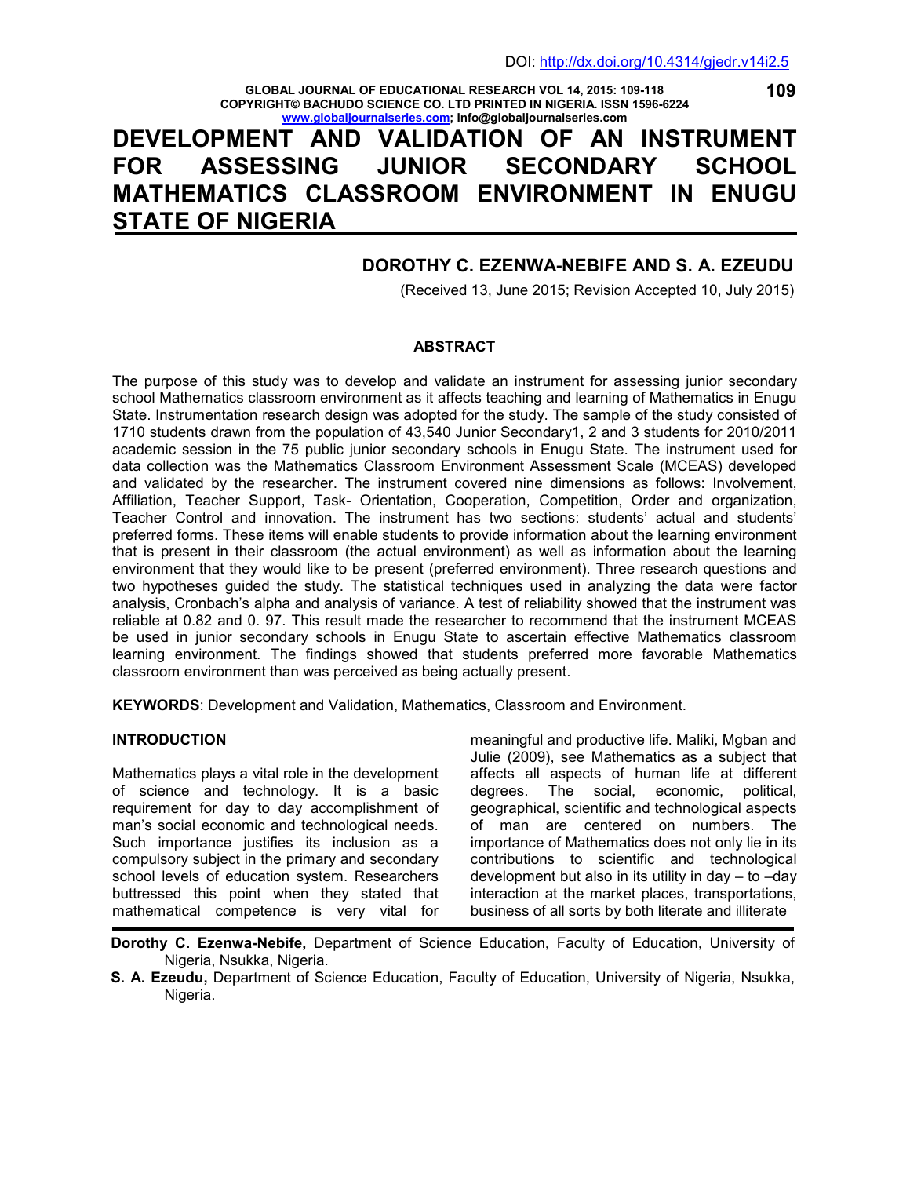DOI: http://dx.doi.org/10.4314/gjedr.v14i2.5

# DEVELOPMENT AND VALIDATION OF AN INSTRUMENT FOR ASSESSING JUNIOR SECONDARY SCHOOL MATHEMATICS CLASSROOM ENVIRONMENT IN ENUGU STATE OF NIGERIA

**DOROTHY C. EZENWA-NEBIFE AND S. A. EZEUDU**

(Received 13, June 2015; Revision Accepted 10, July 2015)

## ABSTRACT

The purpose of this study was to develop and validate an instrument for assessing junior secondary school Mathematics classroom environment as it affects teaching and learning of Mathematics in Enugu State. Instrumentation research design was adopted for the study. The sample of the study consisted of 1710 students drawn from the population of 43,540 Junior Secondary1, 2 and 3 students for 2010/2011 academic session in the 75 public junior secondary schools in Enugu State. The instrument used for data collection was the Mathematics Classroom Environment Assessment Scale (MCEAS) developed and validated by the researcher. The instrument covered nine dimensions as follows: Involvement, Affiliation, Teacher Support, Task- Orientation, Cooperation, Competition, Order and organization, Teacher Control and innovation. The instrument has two sections: students' actual and students' preferred forms. These items will enable students to provide information about the learning environment that is present in their classroom (the actual environment) as well as information about the learning environment that they would like to be present (preferred environment). Three research questions and two hypotheses guided the study. The statistical techniques used in analyzing the data were factor analysis, Cronbach's alpha and analysis of variance. A test of reliability showed that the instrument was reliable at 0.82 and 0. 97. This result made the researcher to recommend that the instrument MCEAS be used in junior secondary schools in Enugu State to ascertain effective Mathematics classroom learning environment. The findings showed that students preferred more favorable Mathematics classroom environment than was perceived as being actually present.

**KEYWORDS**: Development and Validation, Mathematics, Classroom and Environment.

## INTRODUCTION

Mathematics plays a vital role in the development of science and technology. It is a basic requirement for day to day accomplishment of man's social economic and technological needs. Such importance justifies its inclusion as a compulsory subject in the primary and secondary school levels of education system. Researchers buttressed this point when they stated that mathematical competence is very vital for meaningful and productive life. Maliki, Mgban and Julie (2009), see Mathematics as a subject that affects all aspects of human life at different degrees. The social, economic, political, geographical, scientific and technological aspects of man are centered on numbers. The importance of Mathematics does not only lie in its contributions to scientific and technological development but also in its utility in day – to –day interaction at the market places, transportations, business of all sorts by both literate and illiterate

**Dorothy C. Ezenwa-Nebife,** Department of Science Education, Faculty of Education, University of Nigeria, Nsukka, Nigeria.

**S. A. Ezeudu,** Department of Science Education, Faculty of Education, University of Nigeria, Nsukka, Nigeria.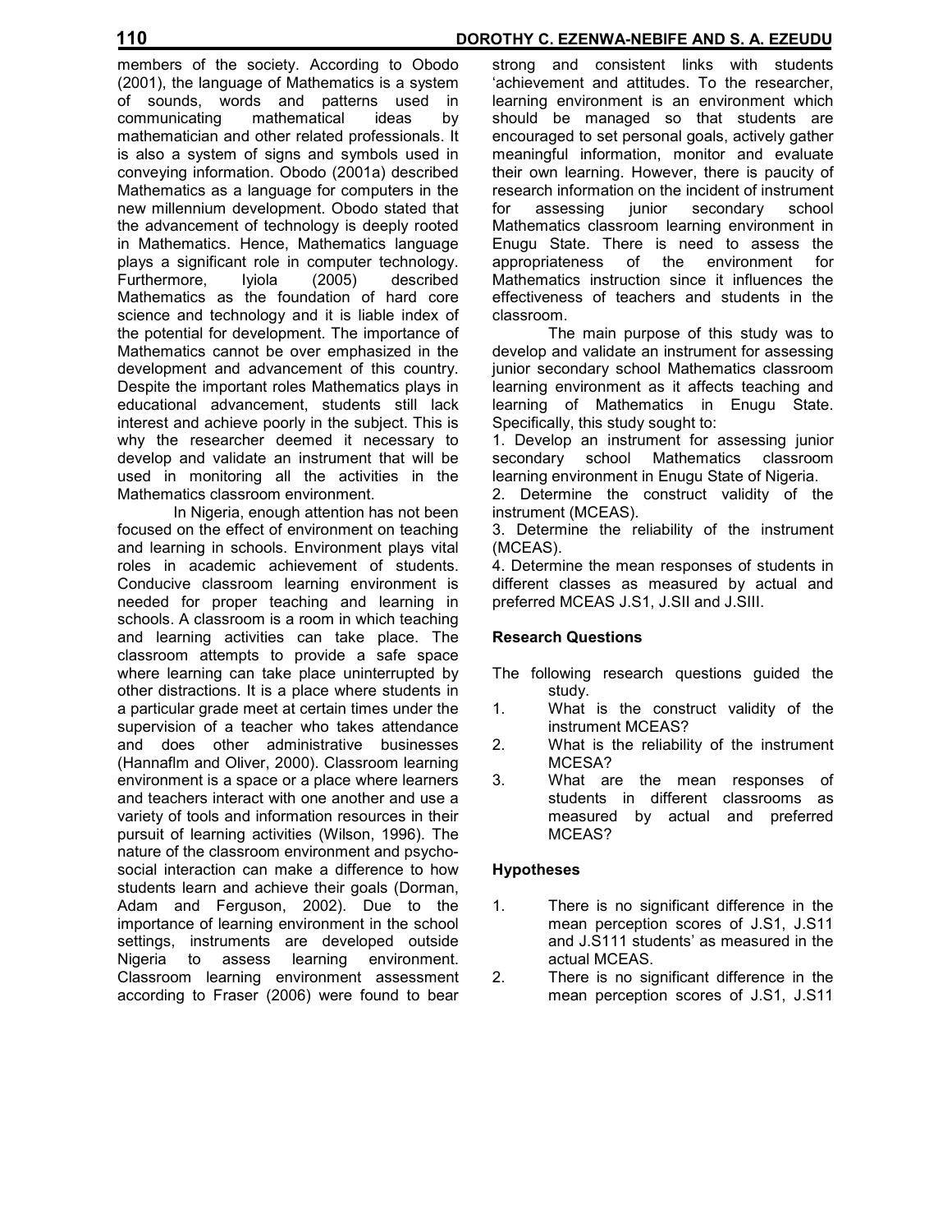members of the society. According to Obodo (2001), the language of Mathematics is a system of sounds, words and patterns used in communicating mathematical ideas by mathematician and other related professionals. It is also a system of signs and symbols used in conveying information. Obodo (2001a) described Mathematics as a language for computers in the new millennium development. Obodo stated that the advancement of technology is deeply rooted in Mathematics. Hence, Mathematics language plays a significant role in computer technology. Furthermore, Iyiola (2005) described Mathematics as the foundation of hard core science and technology and it is liable index of the potential for development. The importance of Mathematics cannot be over emphasized in the development and advancement of this country. Despite the important roles Mathematics plays in educational advancement, students still lack interest and achieve poorly in the subject. This is why the researcher deemed it necessary to develop and validate an instrument that will be used in monitoring all the activities in the Mathematics classroom environment.

In Nigeria, enough attention has not been focused on the effect of environment on teaching and learning in schools. Environment plays vital roles in academic achievement of students. Conducive classroom learning environment is needed for proper teaching and learning in schools. A classroom is a room in which teaching and learning activities can take place. The classroom attempts to provide a safe space where learning can take place uninterrupted by other distractions. It is a place where students in a particular grade meet at certain times under the supervision of a teacher who takes attendance and does other administrative businesses (Hannaflm and Oliver, 2000). Classroom learning environment is a space or a place where learners and teachers interact with one another and use a variety of tools and information resources in their pursuit of learning activities (Wilson, 1996). The nature of the classroom environment and psycho-social interaction can make a difference to how students learn and achieve their goals (Dorman, Adam and Ferguson, 2002). Due to the importance of learning environment in the school settings, instruments are developed outside Nigeria to assess learning environment. Classroom learning environment assessment according to Fraser (2006) were found to bear strong and consistent links with students 'achievement and attitudes. To the researcher, learning environment is an environment which should be managed so that students are encouraged to set personal goals, actively gather meaningful information, monitor and evaluate their own learning. However, there is paucity of research information on the incident of instrument for assessing junior secondary school Mathematics classroom learning environment in Enugu State. There is need to assess the appropriateness of the environment for Mathematics instruction since it influences the effectiveness of teachers and students in the classroom.

The main purpose of this study was to develop and validate an instrument for assessing junior secondary school Mathematics classroom learning environment as it affects teaching and learning of Mathematics in Enugu State. Specifically, this study sought to:

1. Develop an instrument for assessing junior secondary school Mathematics classroom learning environment in Enugu State of Nigeria.
2. Determine the construct validity of the instrument (MCEAS).
3. Determine the reliability of the instrument (MCEAS).
4. Determine the mean responses of students in different classes as measured by actual and preferred MCEAS J.S1, J.SII and J.SIII.

**Research Questions**

The following research questions guided the study.

1. What is the construct validity of the instrument MCEAS?
2. What is the reliability of the instrument MCESA?
3. What are the mean responses of students in different classrooms as measured by actual and preferred MCEAS?

**Hypotheses**

1. There is no significant difference in the mean perception scores of J.S1, J.S11 and J.S111 students' as measured in the actual MCEAS.
2. There is no significant difference in the mean perception scores of J.S1, J.S11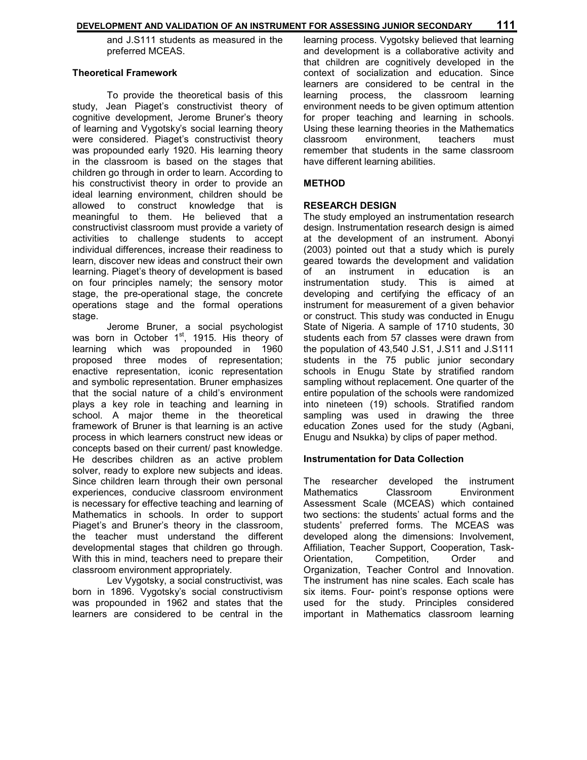and J.S111 students as measured in the preferred MCEAS.

### Theoretical Framework

To provide the theoretical basis of this study, Jean Piaget's constructivist theory of cognitive development, Jerome Bruner's theory of learning and Vygotsky's social learning theory were considered. Piaget's constructivist theory was propounded early 1920. His learning theory in the classroom is based on the stages that children go through in order to learn. According to his constructivist theory in order to provide an ideal learning environment, children should be allowed to construct knowledge that is meaningful to them. He believed that a constructivist classroom must provide a variety of activities to challenge students to accept individual differences, increase their readiness to learn, discover new ideas and construct their own learning. Piaget's theory of development is based on four principles namely; the sensory motor stage, the pre-operational stage, the concrete operations stage and the formal operations stage.

Jerome Bruner, a social psychologist was born in October 1st, 1915. His theory of learning which was propounded in 1960 proposed three modes of representation; enactive representation, iconic representation and symbolic representation. Bruner emphasizes that the social nature of a child's environment plays a key role in teaching and learning in school. A major theme in the theoretical framework of Bruner is that learning is an active process in which learners construct new ideas or concepts based on their current/ past knowledge. He describes children as an active problem solver, ready to explore new subjects and ideas. Since children learn through their own personal experiences, conducive classroom environment is necessary for effective teaching and learning of Mathematics in schools. In order to support Piaget's and Bruner's theory in the classroom, the teacher must understand the different developmental stages that children go through. With this in mind, teachers need to prepare their classroom environment appropriately.

Lev Vygotsky, a social constructivist, was born in 1896. Vygotsky's social constructivism was propounded in 1962 and states that the learners are considered to be central in the learning process. Vygotsky believed that learning and development is a collaborative activity and that children are cognitively developed in the context of socialization and education. Since learners are considered to be central in the learning process, the classroom learning environment needs to be given optimum attention for proper teaching and learning in schools. Using these learning theories in the Mathematics classroom environment, teachers must remember that students in the same classroom have different learning abilities.

## METHOD

### RESEARCH DESIGN

The study employed an instrumentation research design. Instrumentation research design is aimed at the development of an instrument. Abonyi (2003) pointed out that a study which is purely geared towards the development and validation of an instrument in education is an instrumentation study. This is aimed at developing and certifying the efficacy of an instrument for measurement of a given behavior or construct. This study was conducted in Enugu State of Nigeria. A sample of 1710 students, 30 students each from 57 classes were drawn from the population of 43,540 J.S1, J.S11 and J.S111 students in the 75 public junior secondary schools in Enugu State by stratified random sampling without replacement. One quarter of the entire population of the schools were randomized into nineteen (19) schools. Stratified random sampling was used in drawing the three education Zones used for the study (Agbani, Enugu and Nsukka) by clips of paper method.

### Instrumentation for Data Collection

The researcher developed the instrument Mathematics Classroom Environment Assessment Scale (MCEAS) which contained two sections: the students' actual forms and the students' preferred forms. The MCEAS was developed along the dimensions: Involvement, Affiliation, Teacher Support, Cooperation, Task-Orientation, Competition, Order and Organization, Teacher Control and Innovation. The instrument has nine scales. Each scale has six items. Four- point's response options were used for the study. Principles considered important in Mathematics classroom learning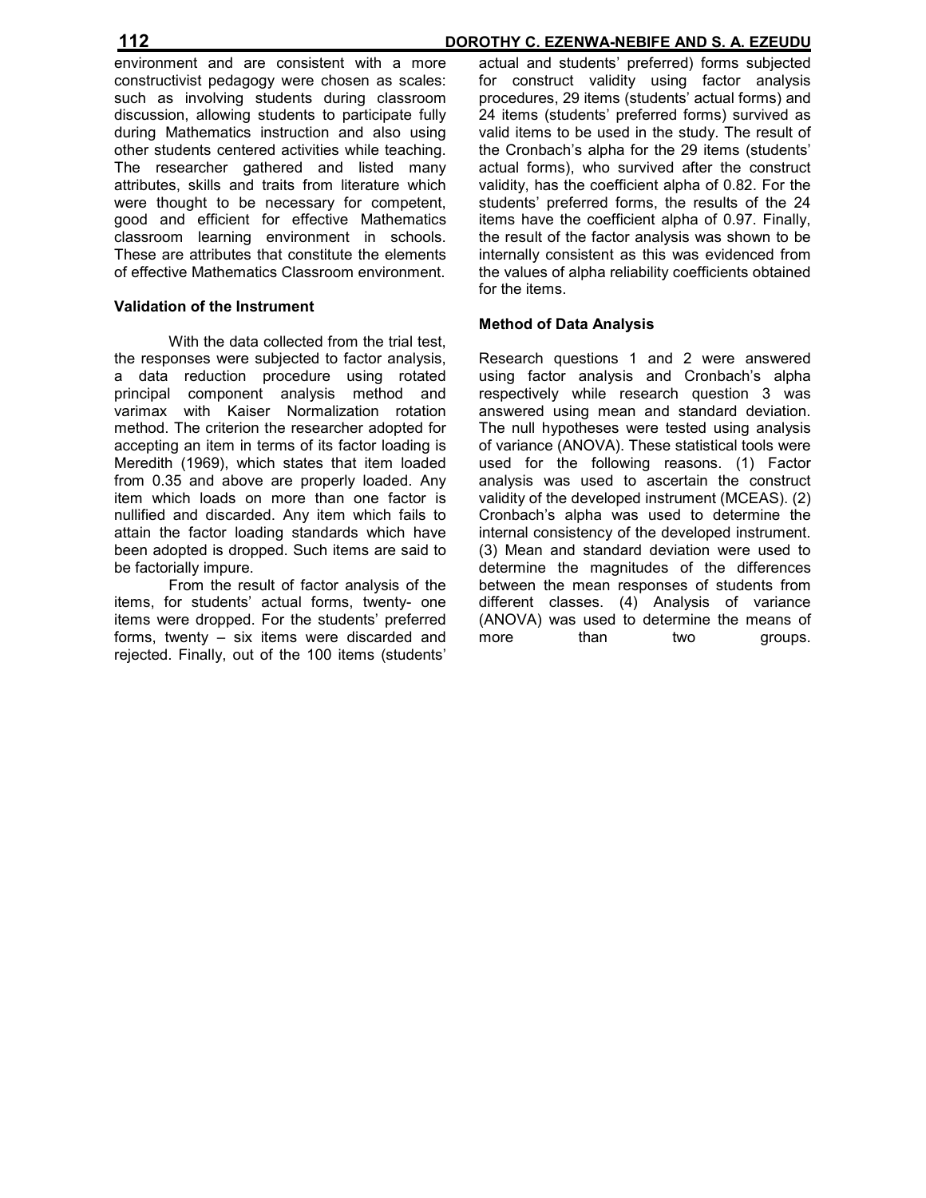environment and are consistent with a more constructivist pedagogy were chosen as scales: such as involving students during classroom discussion, allowing students to participate fully during Mathematics instruction and also using other students centered activities while teaching. The researcher gathered and listed many attributes, skills and traits from literature which were thought to be necessary for competent, good and efficient for effective Mathematics classroom learning environment in schools. These are attributes that constitute the elements of effective Mathematics Classroom environment.

### Validation of the Instrument

With the data collected from the trial test, the responses were subjected to factor analysis, a data reduction procedure using rotated principal component analysis method and varimax with Kaiser Normalization rotation method. The criterion the researcher adopted for accepting an item in terms of its factor loading is Meredith (1969), which states that item loaded from 0.35 and above are properly loaded. Any item which loads on more than one factor is nullified and discarded. Any item which fails to attain the factor loading standards which have been adopted is dropped. Such items are said to be factorially impure.

From the result of factor analysis of the items, for students' actual forms, twenty- one items were dropped. For the students' preferred forms, twenty – six items were discarded and rejected. Finally, out of the 100 items (students' actual and students' preferred) forms subjected for construct validity using factor analysis procedures, 29 items (students' actual forms) and 24 items (students' preferred forms) survived as valid items to be used in the study. The result of the Cronbach's alpha for the 29 items (students' actual forms), who survived after the construct validity, has the coefficient alpha of 0.82. For the students' preferred forms, the results of the 24 items have the coefficient alpha of 0.97. Finally, the result of the factor analysis was shown to be internally consistent as this was evidenced from the values of alpha reliability coefficients obtained for the items.

### Method of Data Analysis

Research questions 1 and 2 were answered using factor analysis and Cronbach's alpha respectively while research question 3 was answered using mean and standard deviation. The null hypotheses were tested using analysis of variance (ANOVA). These statistical tools were used for the following reasons. (1) Factor analysis was used to ascertain the construct validity of the developed instrument (MCEAS). (2) Cronbach's alpha was used to determine the internal consistency of the developed instrument. (3) Mean and standard deviation were used to determine the magnitudes of the differences between the mean responses of students from different classes. (4) Analysis of variance (ANOVA) was used to determine the means of more than two groups.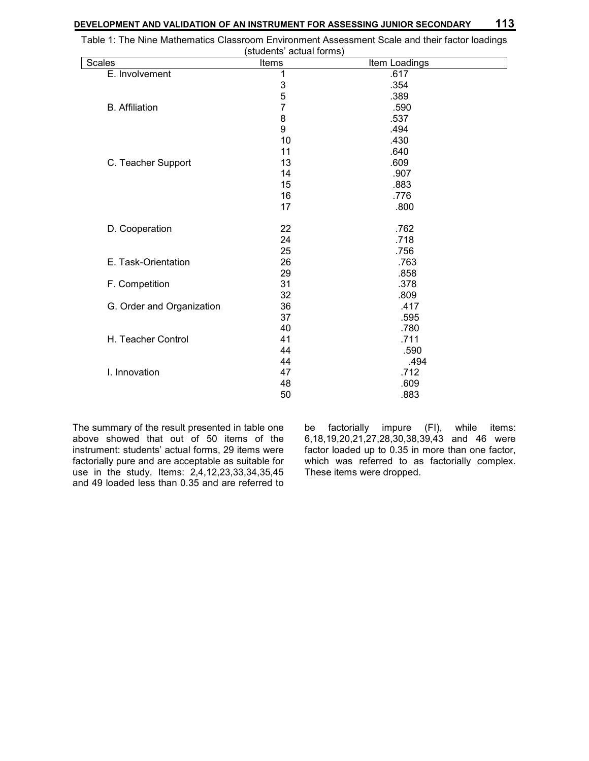Table 1: The Nine Mathematics Classroom Environment Assessment Scale and their factor loadings (students' actual forms)

| Scales | Items | Item Loadings |
|---|---|---|
| E. Involvement | 1 | .617 |
| | 3 | .354 |
| | 5 | .389 |
| B. Affiliation | 7 | .590 |
| | 8 | .537 |
| | 9 | .494 |
| | 10 | .430 |
| | 11 | .640 |
| C. Teacher Support | 13 | .609 |
| | 14 | .907 |
| | 15 | .883 |
| | 16 | .776 |
| | 17 | .800 |
| D. Cooperation | 22 | .762 |
| | 24 | .718 |
| | 25 | .756 |
| E. Task-Orientation | 26 | .763 |
| | 29 | .858 |
| F. Competition | 31 | .378 |
| | 32 | .809 |
| G. Order and Organization | 36 | .417 |
| | 37 | .595 |
| | 40 | .780 |
| H. Teacher Control | 41 | .711 |
| | 44 | .590 |
| | 44 | .494 |
| I. Innovation | 47 | .712 |
| | 48 | .609 |
| | 50 | .883 |

The summary of the result presented in table one above showed that out of 50 items of the instrument: students' actual forms, 29 items were factorially pure and are acceptable as suitable for use in the study. Items: 2,4,12,23,33,34,35,45 and 49 loaded less than 0.35 and are referred to be factorially impure (FI), while items: 6,18,19,20,21,27,28,30,38,39,43 and 46 were factor loaded up to 0.35 in more than one factor, which was referred to as factorially complex. These items were dropped.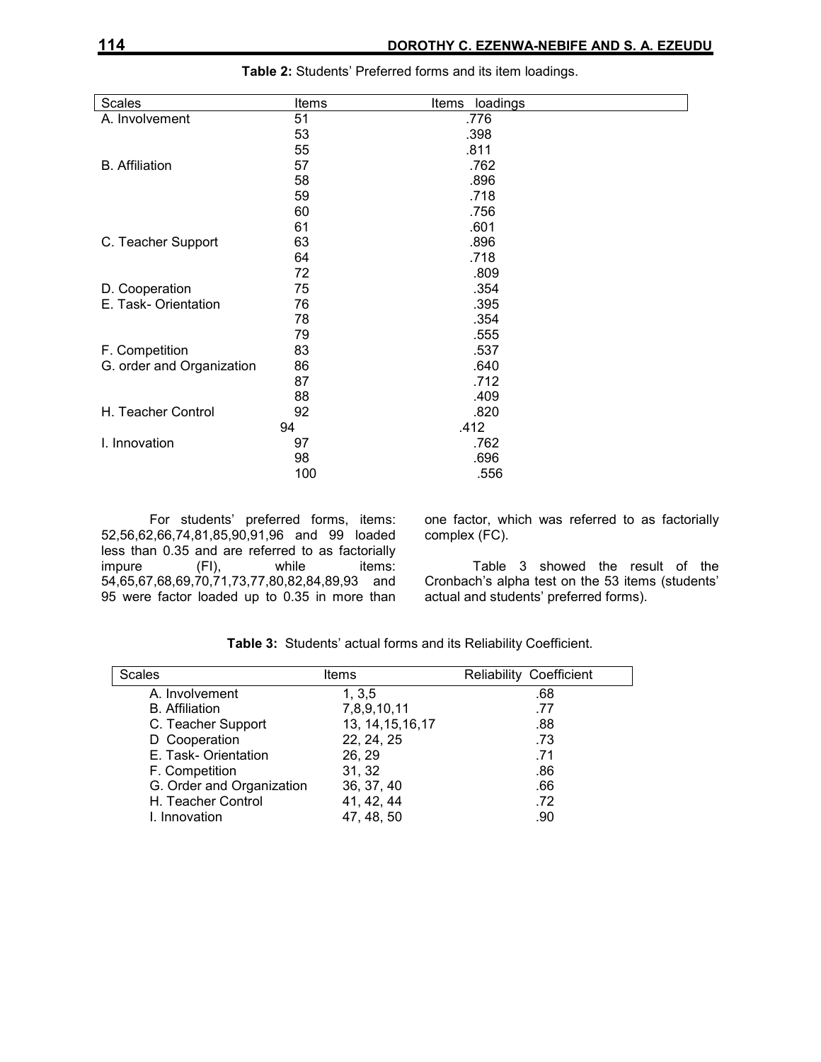**Table 2:** Students' Preferred forms and its item loadings.

| Scales | Items | Items loadings |
|---|---|---|
| A. Involvement | 51 | .776 |
| | 53 | .398 |
| | 55 | .811 |
| B. Affiliation | 57 | .762 |
| | 58 | .896 |
| | 59 | .718 |
| | 60 | .756 |
| | 61 | .601 |
| C. Teacher Support | 63 | .896 |
| | 64 | .718 |
| | 72 | .809 |
| D. Cooperation | 75 | .354 |
| E. Task- Orientation | 76 | .395 |
| | 78 | .354 |
| | 79 | .555 |
| F. Competition | 83 | .537 |
| G. order and Organization | 86 | .640 |
| | 87 | .712 |
| | 88 | .409 |
| H. Teacher Control | 92 | .820 |
| | 94 | .412 |
| I. Innovation | 97 | .762 |
| | 98 | .696 |
| | 100 | .556 |

For students' preferred forms, items: 52,56,62,66,74,81,85,90,91,96 and 99 loaded less than 0.35 and are referred to as factorially impure (FI), while items: 54,65,67,68,69,70,71,73,77,80,82,84,89,93 and 95 were factor loaded up to 0.35 in more than one factor, which was referred to as factorially complex (FC).

Table 3 showed the result of the Cronbach's alpha test on the 53 items (students' actual and students' preferred forms).

**Table 3:** Students' actual forms and its Reliability Coefficient.

| Scales | Items | Reliability Coefficient |
|---|---|---|
| A. Involvement | 1, 3,5 | .68 |
| B. Affiliation | 7,8,9,10,11 | .77 |
| C. Teacher Support | 13, 14,15,16,17 | .88 |
| D Cooperation | 22, 24, 25 | .73 |
| E. Task- Orientation | 26, 29 | .71 |
| F. Competition | 31, 32 | .86 |
| G. Order and Organization | 36, 37, 40 | .66 |
| H. Teacher Control | 41, 42, 44 | .72 |
| I. Innovation | 47, 48, 50 | .90 |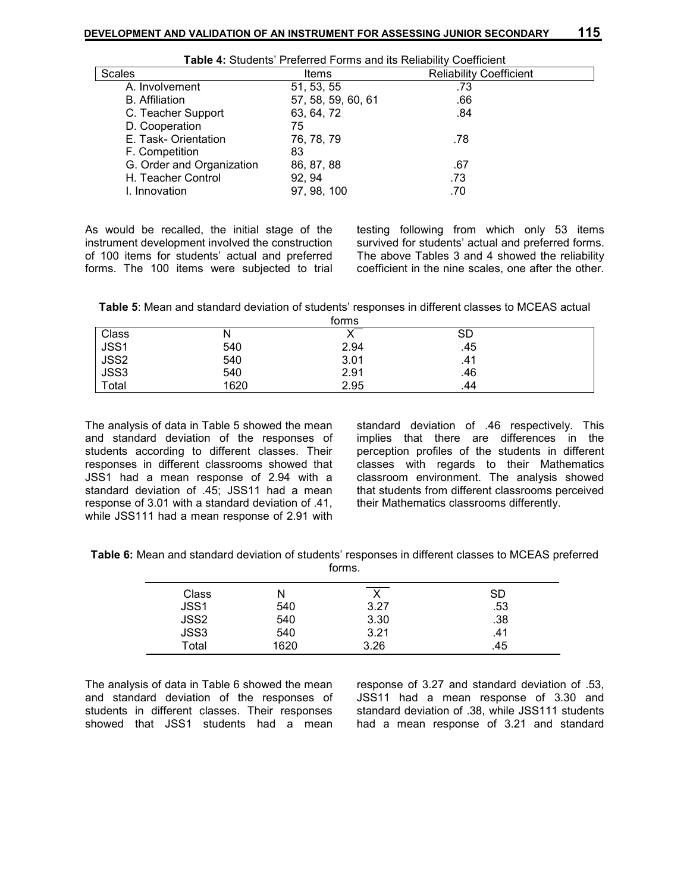**Table 4:** Students' Preferred Forms and its Reliability Coefficient

| Scales | Items | Reliability Coefficient |
|---|---|---|
| A. Involvement | 51, 53, 55 | .73 |
| B. Affiliation | 57, 58, 59, 60, 61 | .66 |
| C. Teacher Support | 63, 64, 72 | .84 |
| D. Cooperation | 75 | |
| E. Task- Orientation | 76, 78, 79 | .78 |
| F. Competition | 83 | |
| G. Order and Organization | 86, 87, 88 | .67 |
| H. Teacher Control | 92, 94 | .73 |
| I. Innovation | 97, 98, 100 | .70 |

As would be recalled, the initial stage of the instrument development involved the construction of 100 items for students' actual and preferred forms. The 100 items were subjected to trial testing following from which only 53 items survived for students' actual and preferred forms. The above Tables 3 and 4 showed the reliability coefficient in the nine scales, one after the other.

**Table 5**: Mean and standard deviation of students' responses in different classes to MCEAS actual forms

| Class | N | $\overline{X}$ | SD |
|---|---|---|---|
| JSS1 | 540 | 2.94 | .45 |
| JSS2 | 540 | 3.01 | .41 |
| JSS3 | 540 | 2.91 | .46 |
| Total | 1620 | 2.95 | .44 |

The analysis of data in Table 5 showed the mean and standard deviation of the responses of students according to different classes. Their responses in different classrooms showed that JSS1 had a mean response of 2.94 with a standard deviation of .45; JSS11 had a mean response of 3.01 with a standard deviation of .41, while JSS111 had a mean response of 2.91 with standard deviation of .46 respectively. This implies that there are differences in the perception profiles of the students in different classes with regards to their Mathematics classroom environment. The analysis showed that students from different classrooms perceived their Mathematics classrooms differently.

**Table 6:** Mean and standard deviation of students' responses in different classes to MCEAS preferred forms.

| Class | N | $\overline{X}$ | SD |
|---|---|---|---|
| JSS1 | 540 | 3.27 | .53 |
| JSS2 | 540 | 3.30 | .38 |
| JSS3 | 540 | 3.21 | .41 |
| Total | 1620 | 3.26 | .45 |

The analysis of data in Table 6 showed the mean and standard deviation of the responses of students in different classes. Their responses showed that JSS1 students had a mean response of 3.27 and standard deviation of .53, JSS11 had a mean response of 3.30 and standard deviation of .38, while JSS111 students had a mean response of 3.21 and standard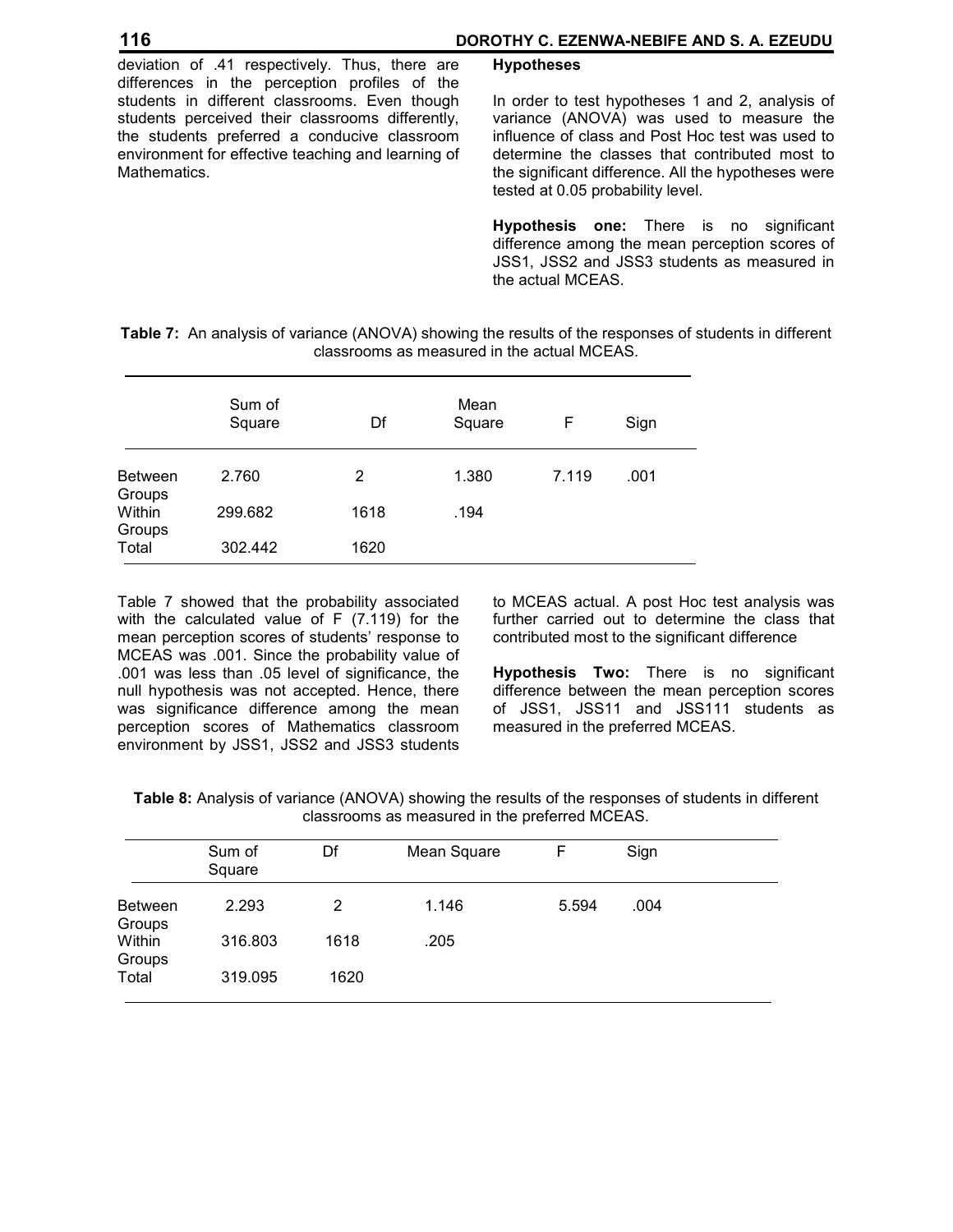deviation of .41 respectively. Thus, there are differences in the perception profiles of the students in different classrooms. Even though students perceived their classrooms differently, the students preferred a conducive classroom environment for effective teaching and learning of Mathematics.

### Hypotheses

In order to test hypotheses 1 and 2, analysis of variance (ANOVA) was used to measure the influence of class and Post Hoc test was used to determine the classes that contributed most to the significant difference. All the hypotheses were tested at 0.05 probability level.

**Hypothesis one:** There is no significant difference among the mean perception scores of JSS1, JSS2 and JSS3 students as measured in the actual MCEAS.

**Table 7:** An analysis of variance (ANOVA) showing the results of the responses of students in different classrooms as measured in the actual MCEAS.

| | Sum of Square | Df | Mean Square | F | Sign |
|---|---|---|---|---|---|
| Between Groups | 2.760 | 2 | 1.380 | 7.119 | .001 |
| Within Groups | 299.682 | 1618 | .194 | | |
| Total | 302.442 | 1620 | | | |

Table 7 showed that the probability associated with the calculated value of F (7.119) for the mean perception scores of students' response to MCEAS was .001. Since the probability value of .001 was less than .05 level of significance, the null hypothesis was not accepted. Hence, there was significance difference among the mean perception scores of Mathematics classroom environment by JSS1, JSS2 and JSS3 students to MCEAS actual. A post Hoc test analysis was further carried out to determine the class that contributed most to the significant difference

**Hypothesis Two:** There is no significant difference between the mean perception scores of JSS1, JSS11 and JSS111 students as measured in the preferred MCEAS.

**Table 8:** Analysis of variance (ANOVA) showing the results of the responses of students in different classrooms as measured in the preferred MCEAS.

| | Sum of Square | Df | Mean Square | F | Sign |
|---|---|---|---|---|---|
| Between Groups | 2.293 | 2 | 1.146 | 5.594 | .004 |
| Within Groups | 316.803 | 1618 | .205 | | |
| Total | 319.095 | 1620 | | | |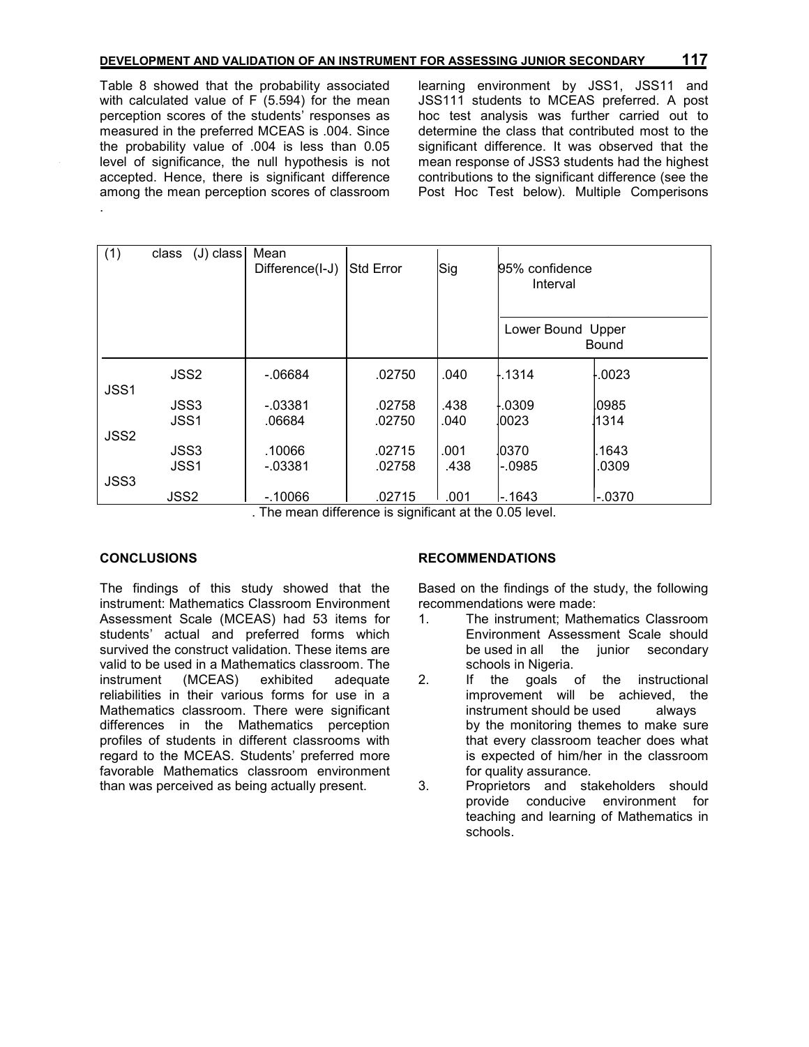Table 8 showed that the probability associated with calculated value of F (5.594) for the mean perception scores of the students' responses as measured in the preferred MCEAS is .004. Since the probability value of .004 is less than 0.05 level of significance, the null hypothesis is not accepted. Hence, there is significant difference among the mean perception scores of classroom learning environment by JSS1, JSS11 and JSS111 students to MCEAS preferred. A post hoc test analysis was further carried out to determine the class that contributed most to the significant difference. It was observed that the mean response of JSS3 students had the highest contributions to the significant difference (see the Post Hoc Test below). Multiple Comperisons

.

| (1) class | (J) class | Mean Difference(I-J) | Std Error | Sig | 95% confidence Interval | |
|---|---|---|---|---|---|---|
| | | | | | Lower Bound | Upper Bound |
| JSS1 | JSS2 | -.06684 | .02750 | .040 | -.1314 | -.0023 |
| | JSS3 | -.03381 | .02758 | .438 | -.0309 | .0985 |
| JSS2 | JSS1 | .06684 | .02750 | .040 | .0023 | .1314 |
| | JSS3 | .10066 | .02715 | .001 | .0370 | .1643 |
| JSS3 | JSS1 | -.03381 | .02758 | .438 | -.0985 | .0309 |
| | JSS2 | -.10066 | .02715 | .001 | -.1643 | -.0370 |

. The mean difference is significant at the 0.05 level.

## CONCLUSIONS

The findings of this study showed that the instrument: Mathematics Classroom Environment Assessment Scale (MCEAS) had 53 items for students' actual and preferred forms which survived the construct validation. These items are valid to be used in a Mathematics classroom. The instrument (MCEAS) exhibited adequate reliabilities in their various forms for use in a Mathematics classroom. There were significant differences in the Mathematics perception profiles of students in different classrooms with regard to the MCEAS. Students' preferred more favorable Mathematics classroom environment than was perceived as being actually present.

## RECOMMENDATIONS

Based on the findings of the study, the following recommendations were made:

1. The instrument; Mathematics Classroom Environment Assessment Scale should be used in all the junior secondary schools in Nigeria.
2. If the goals of the instructional improvement will be achieved, the instrument should be used always by the monitoring themes to make sure that every classroom teacher does what is expected of him/her in the classroom for quality assurance.
3. Proprietors and stakeholders should provide conducive environment for teaching and learning of Mathematics in schools.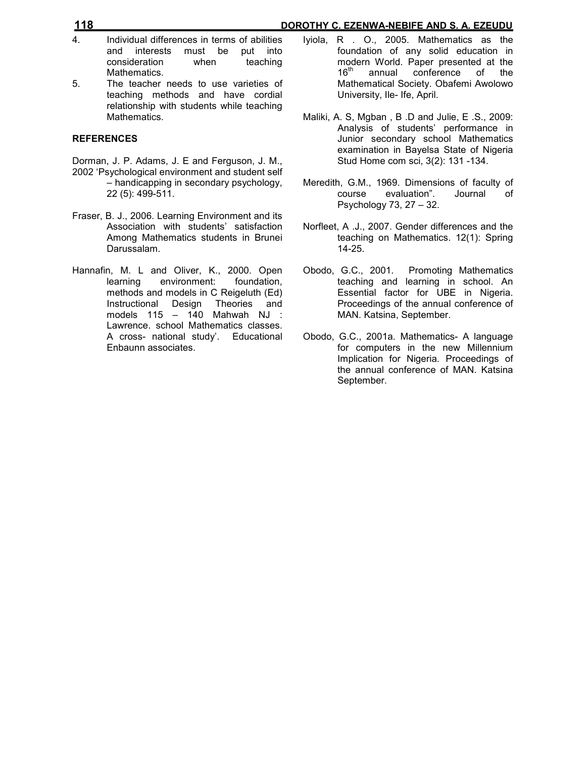4. Individual differences in terms of abilities and interests must be put into consideration when teaching Mathematics.
5. The teacher needs to use varieties of teaching methods and have cordial relationship with students while teaching Mathematics.

## REFERENCES

Dorman, J. P. Adams, J. E and Ferguson, J. M., 2002 'Psychological environment and student self – handicapping in secondary psychology, 22 (5): 499-511.

Fraser, B. J., 2006. Learning Environment and its Association with students' satisfaction Among Mathematics students in Brunei Darussalam.

Hannafin, M. L and Oliver, K., 2000. Open learning environment: foundation, methods and models in C Reigeluth (Ed) Instructional Design Theories and models 115 – 140 Mahwah NJ : Lawrence. school Mathematics classes. A cross- national study'. Educational Enbaunn associates.

Iyiola, R . O., 2005. Mathematics as the foundation of any solid education in modern World. Paper presented at the 16th annual conference of the Mathematical Society. Obafemi Awolowo University, Ile- Ife, April.

Maliki, A. S, Mgban , B .D and Julie, E .S., 2009: Analysis of students' performance in Junior secondary school Mathematics examination in Bayelsa State of Nigeria Stud Home com sci, 3(2): 131 -134.

Meredith, G.M., 1969. Dimensions of faculty of course evaluation". Journal of Psychology 73, 27 – 32.

Norfleet, A .J., 2007. Gender differences and the teaching on Mathematics. 12(1): Spring 14-25.

Obodo, G.C., 2001. Promoting Mathematics teaching and learning in school. An Essential factor for UBE in Nigeria. Proceedings of the annual conference of MAN. Katsina, September.

Obodo, G.C., 2001a. Mathematics- A language for computers in the new Millennium Implication for Nigeria. Proceedings of the annual conference of MAN. Katsina September.